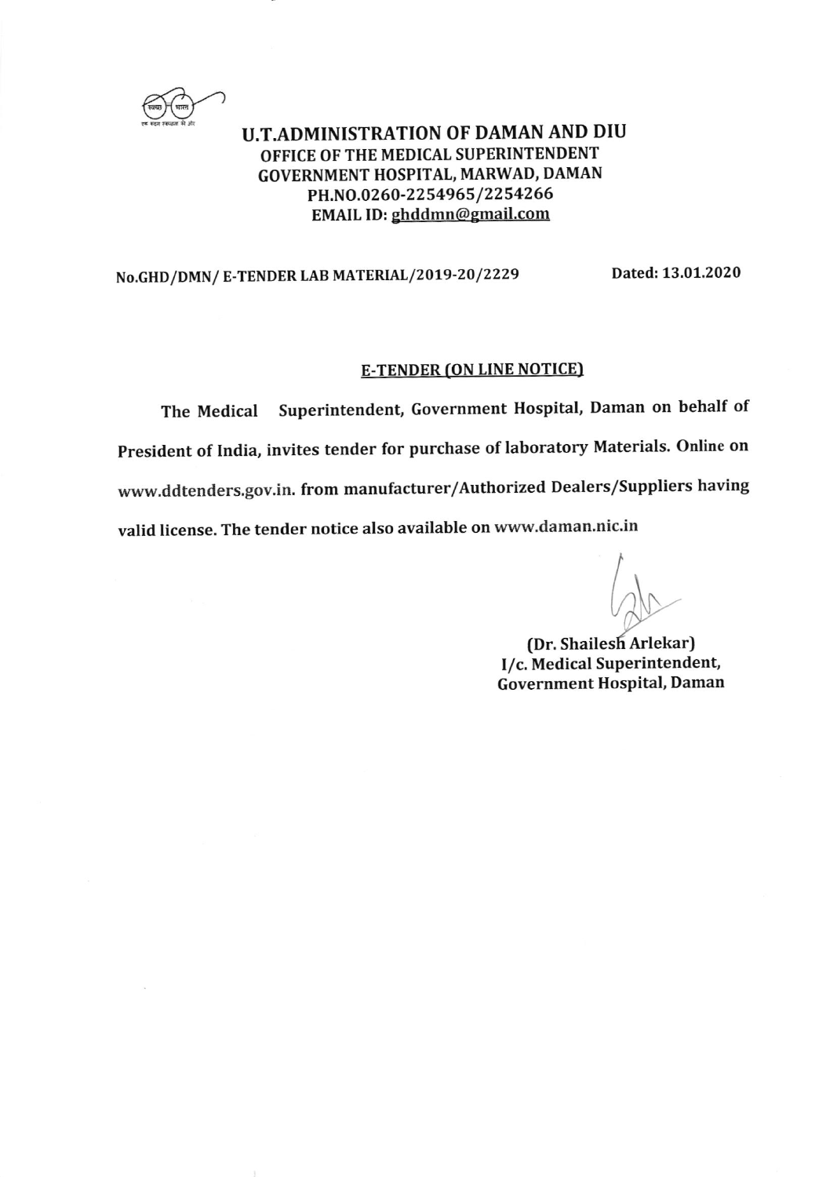# U.T.ADMINISTRATION OF DAMAN AND DIU

## OFFICE OF THE MEDICAL SUPERINTENDENT
## GOVERNMENT HOSPITAL, MARWAD, DAMAN

**PH.NO.0260-2254965/2254266**

**EMAIL ID: ghddmn@gmail.com**

**No.GHD/DMN/ E-TENDER LAB MATERIAL/2019-20/2229** **Dated: 13.01.2020**

**E-TENDER (ON LINE NOTICE)**

The Medical Superintendent, Government Hospital, Daman on behalf of President of India, invites tender for purchase of laboratory Materials. Online on www.ddtenders.gov.in. from manufacturer/Authorized Dealers/Suppliers having valid license. The tender notice also available on www.daman.nic.in

(Dr. Shailesh Arlekar)
I/c. Medical Superintendent,
Government Hospital, Daman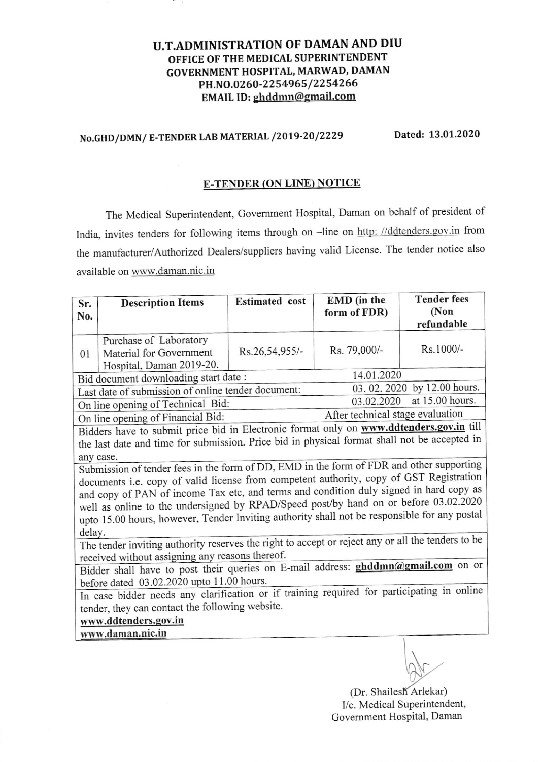# U.T.ADMINISTRATION OF DAMAN AND DIU

## OFFICE OF THE MEDICAL SUPERINTENDENT

## GOVERNMENT HOSPITAL, MARWAD, DAMAN

**PH.NO.0260-2254965/2254266**

**EMAIL ID: ghddmn@gmail.com**

**No.GHD/DMN/ E-TENDER LAB MATERIAL /2019-20/2229** **Dated: 13.01.2020**

### E-TENDER (ON LINE) NOTICE

The Medical Superintendent, Government Hospital, Daman on behalf of president of India, invites tenders for following items through on –line on http: //ddtenders.gov.in from the manufacturer/Authorized Dealers/suppliers having valid License. The tender notice also available on www.daman.nic.in

| Sr. No. | Description Items | Estimated cost | EMD (in the form of FDR) | Tender fees (Non refundable |
|---|---|---|---|---|
| 01 | Purchase of Laboratory Material for Government Hospital, Daman 2019-20. | Rs.26,54,955/- | Rs. 79,000/- | Rs.1000/- |
| Bid document downloading start date : | | | 14.01.2020 | |
| Last date of submission of online tender document: | | | 03. 02. 2020 by 12.00 hours. | |
| On line opening of Technical Bid: | | | 03.02.2020 at 15.00 hours. | |
| On line opening of Financial Bid: | | | After technical stage evaluation | |
| Bidders have to submit price bid in Electronic format only on **www.ddtenders.gov.in** till the last date and time for submission. Price bid in physical format shall not be accepted in any case. | | | | |
| Submission of tender fees in the form of DD, EMD in the form of FDR and other supporting documents i.e. copy of valid license from competent authority, copy of GST Registration and copy of PAN of income Tax etc, and terms and condition duly signed in hard copy as well as online to the undersigned by RPAD/Speed post/by hand on or before 03.02.2020 upto 15.00 hours, however, Tender Inviting authority shall not be responsible for any postal delay. | | | | |
| The tender inviting authority reserves the right to accept or reject any or all the tenders to be received without assigning any reasons thereof. | | | | |
| Bidder shall have to post their queries on E-mail address: **ghddmn@gmail.com** on or before dated 03.02.2020 upto 11.00 hours. | | | | |
| In case bidder needs any clarification or if training required for participating in online tender, they can contact the following website. **www.ddtenders.gov.in** **www.daman.nic.in** | | | | |

(Dr. Shailesh Arlekar)
I/c. Medical Superintendent,
Government Hospital, Daman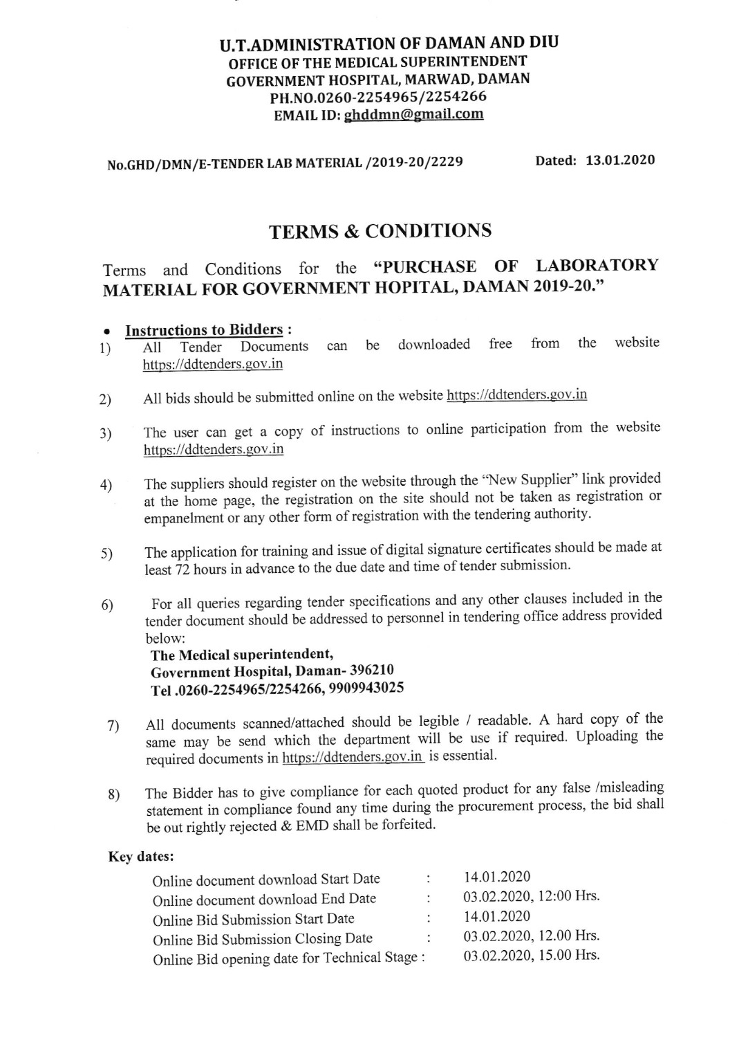# U.T.ADMINISTRATION OF DAMAN AND DIU
## OFFICE OF THE MEDICAL SUPERINTENDENT
## GOVERNMENT HOSPITAL, MARWAD, DAMAN
## PH.NO.0260-2254965/2254266
## EMAIL ID: ghddmn@gmail.com

**No.GHD/DMN/E-TENDER LAB MATERIAL /2019-20/2229** **Dated: 13.01.2020**

# TERMS & CONDITIONS

Terms and Conditions for the **"PURCHASE OF LABORATORY MATERIAL FOR GOVERNMENT HOPITAL, DAMAN 2019-20."**

- **Instructions to Bidders :**

1) All Tender Documents can be downloaded free from the website https://ddtenders.gov.in
2) All bids should be submitted online on the website https://ddtenders.gov.in
3) The user can get a copy of instructions to online participation from the website https://ddtenders.gov.in
4) The suppliers should register on the website through the "New Supplier" link provided at the home page, the registration on the site should not be taken as registration or empanelment or any other form of registration with the tendering authority.
5) The application for training and issue of digital signature certificates should be made at least 72 hours in advance to the due date and time of tender submission.
6) For all queries regarding tender specifications and any other clauses included in the tender document should be addressed to personnel in tendering office address provided below:
   **The Medical superintendent,**
   **Government Hospital, Daman- 396210**
   **Tel .0260-2254965/2254266, 9909943025**
7) All documents scanned/attached should be legible / readable. A hard copy of the same may be send which the department will be use if required. Uploading the required documents in https://ddtenders.gov.in is essential.
8) The Bidder has to give compliance for each quoted product for any false /misleading statement in compliance found any time during the procurement process, the bid shall be out rightly rejected & EMD shall be forfeited.

**Key dates:**

| | | |
|---|---|---|
| Online document download Start Date | : | 14.01.2020 |
| Online document download End Date | : | 03.02.2020, 12:00 Hrs. |
| Online Bid Submission Start Date | : | 14.01.2020 |
| Online Bid Submission Closing Date | : | 03.02.2020, 12.00 Hrs. |
| Online Bid opening date for Technical Stage | : | 03.02.2020, 15.00 Hrs. |